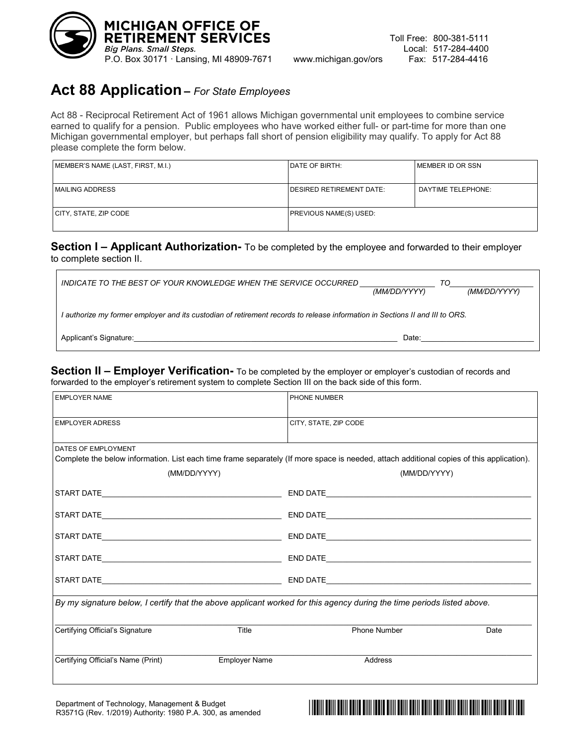**MICHIGAN OFFICE OF RETIREMENT SERVICES**
*Big Plans. Small Steps.*
P.O. Box 30171 · Lansing, MI 48909-7671

www.michigan.gov/ors

Toll Free: 800-381-5111
Local: 517-284-4400
Fax: 517-284-4416

# Act 88 Application – *For State Employees*

Act 88 - Reciprocal Retirement Act of 1961 allows Michigan governmental unit employees to combine service earned to qualify for a pension. Public employees who have worked either full- or part-time for more than one Michigan governmental employer, but perhaps fall short of pension eligibility may qualify. To apply for Act 88 please complete the form below.

| MEMBER'S NAME (LAST, FIRST, M.I.) | DATE OF BIRTH: | MEMBER ID OR SSN |
|---|---|---|
| MAILING ADDRESS | DESIRED RETIREMENT DATE: | DAYTIME TELEPHONE: |
| CITY, STATE, ZIP CODE | PREVIOUS NAME(S) USED: | |

## Section I – Applicant Authorization- To be completed by the employee and forwarded to their employer to complete section II.

*INDICATE TO THE BEST OF YOUR KNOWLEDGE WHEN THE SERVICE OCCURRED* ________________ *TO* ________________
*(MM/DD/YYYY)* *(MM/DD/YYYY)*

*I authorize my former employer and its custodian of retirement records to release information in Sections II and III to ORS.*

Applicant's Signature: ______________________________ Date: ________________

## Section II – Employer Verification- To be completed by the employer or employer's custodian of records and forwarded to the employer's retirement system to complete Section III on the back side of this form.

| EMPLOYER NAME | PHONE NUMBER |
|---|---|
| EMPLOYER ADRESS | CITY, STATE, ZIP CODE |

DATES OF EMPLOYMENT
Complete the below information. List each time frame separately (If more space is needed, attach additional copies of this application).

| (MM/DD/YYYY) | (MM/DD/YYYY) |
|---|---|
| START DATE ________________ | END DATE ________________ |
| START DATE ________________ | END DATE ________________ |
| START DATE ________________ | END DATE ________________ |
| START DATE ________________ | END DATE ________________ |
| START DATE ________________ | END DATE ________________ |

*By my signature below, I certify that the above applicant worked for this agency during the time periods listed above.*

| Certifying Official's Signature | Title | Phone Number | Date |
|---|---|---|---|
| Certifying Official's Name (Print) | Employer Name | Address | |

Department of Technology, Management & Budget
R3571G (Rev. 1/2019) Authority: 1980 P.A. 300, as amended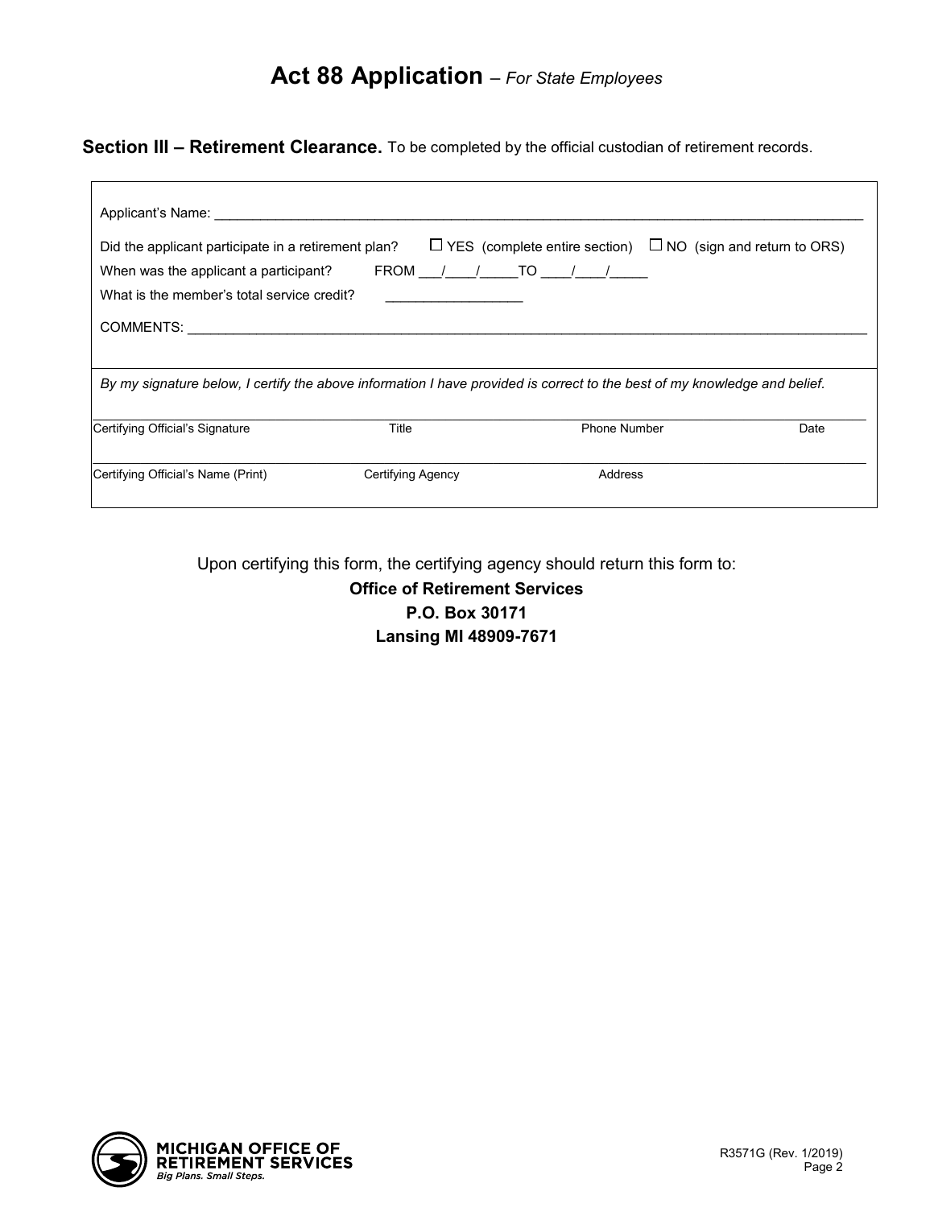# Act 88 Application – *For State Employees*

**Section III – Retirement Clearance.** To be completed by the official custodian of retirement records.

Applicant's Name: ______________________________________________________________________________

Did the applicant participate in a retirement plan? ☐ YES (complete entire section) ☐ NO (sign and return to ORS)

When was the applicant a participant? FROM ___/____/_____TO ____/____/_____

What is the member's total service credit? _________________

COMMENTS: _____________________________________________________________________________________

*By my signature below, I certify the above information I have provided is correct to the best of my knowledge and belief.*

| Certifying Official's Signature | Title | Phone Number | Date |
|---|---|---|---|
| | | | |

| Certifying Official's Name (Print) | Certifying Agency | Address |
|---|---|---|
| | | |

Upon certifying this form, the certifying agency should return this form to:

**Office of Retirement Services**
**P.O. Box 30171**
**Lansing MI 48909-7671**

MICHIGAN OFFICE OF RETIREMENT SERVICES
*Big Plans. Small Steps.*

R3571G (Rev. 1/2019)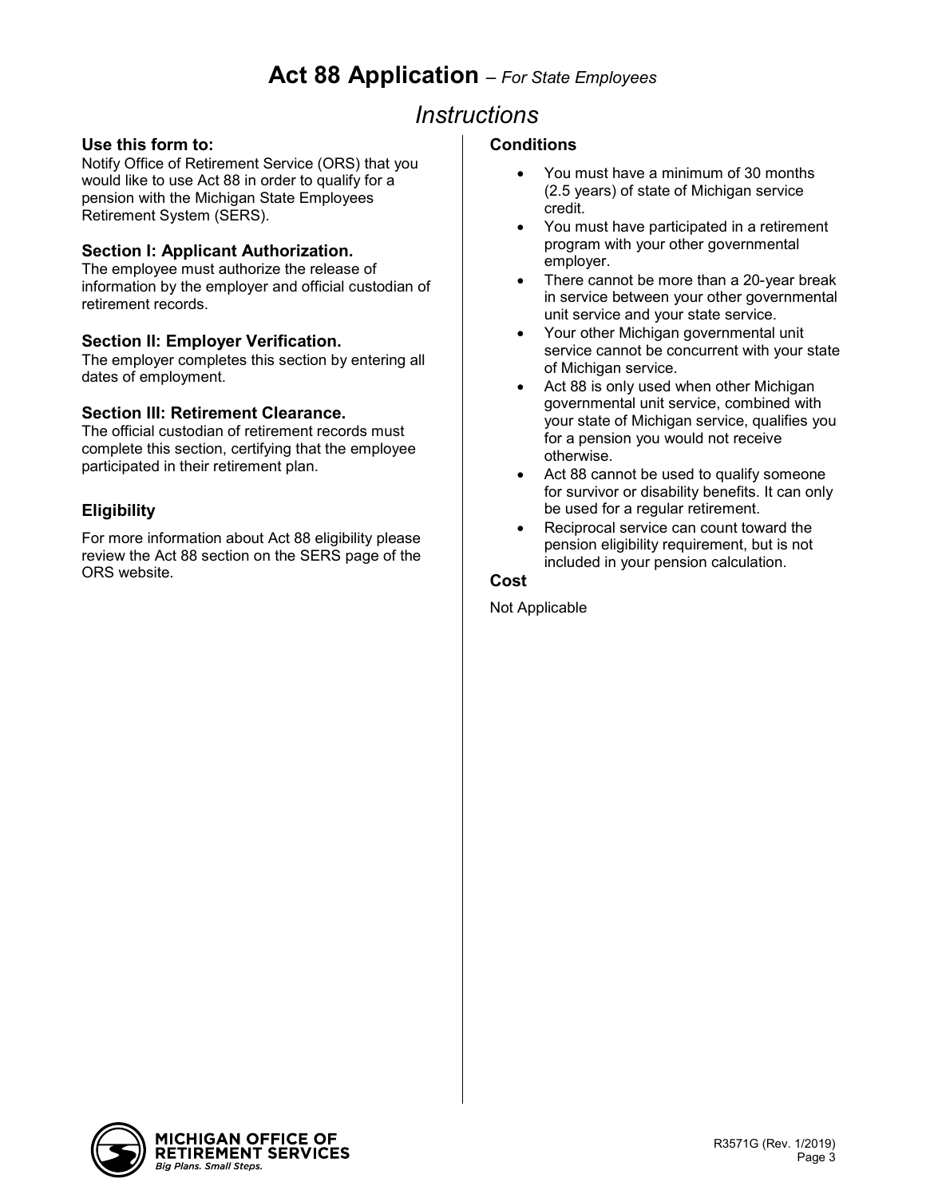# Act 88 Application – *For State Employees*

## *Instructions*

### Use this form to:

Notify Office of Retirement Service (ORS) that you would like to use Act 88 in order to qualify for a pension with the Michigan State Employees Retirement System (SERS).

### Section I: Applicant Authorization.

The employee must authorize the release of information by the employer and official custodian of retirement records.

### Section II: Employer Verification.

The employer completes this section by entering all dates of employment.

### Section III: Retirement Clearance.

The official custodian of retirement records must complete this section, certifying that the employee participated in their retirement plan.

### Eligibility

For more information about Act 88 eligibility please review the Act 88 section on the SERS page of the ORS website.

### Conditions

- You must have a minimum of 30 months (2.5 years) of state of Michigan service credit.
- You must have participated in a retirement program with your other governmental employer.
- There cannot be more than a 20-year break in service between your other governmental unit service and your state service.
- Your other Michigan governmental unit service cannot be concurrent with your state of Michigan service.
- Act 88 is only used when other Michigan governmental unit service, combined with your state of Michigan service, qualifies you for a pension you would not receive otherwise.
- Act 88 cannot be used to qualify someone for survivor or disability benefits. It can only be used for a regular retirement.
- Reciprocal service can count toward the pension eligibility requirement, but is not included in your pension calculation.

### Cost

Not Applicable

MICHIGAN OFFICE OF RETIREMENT SERVICES
*Big Plans. Small Steps.*

R3571G (Rev. 1/2019)